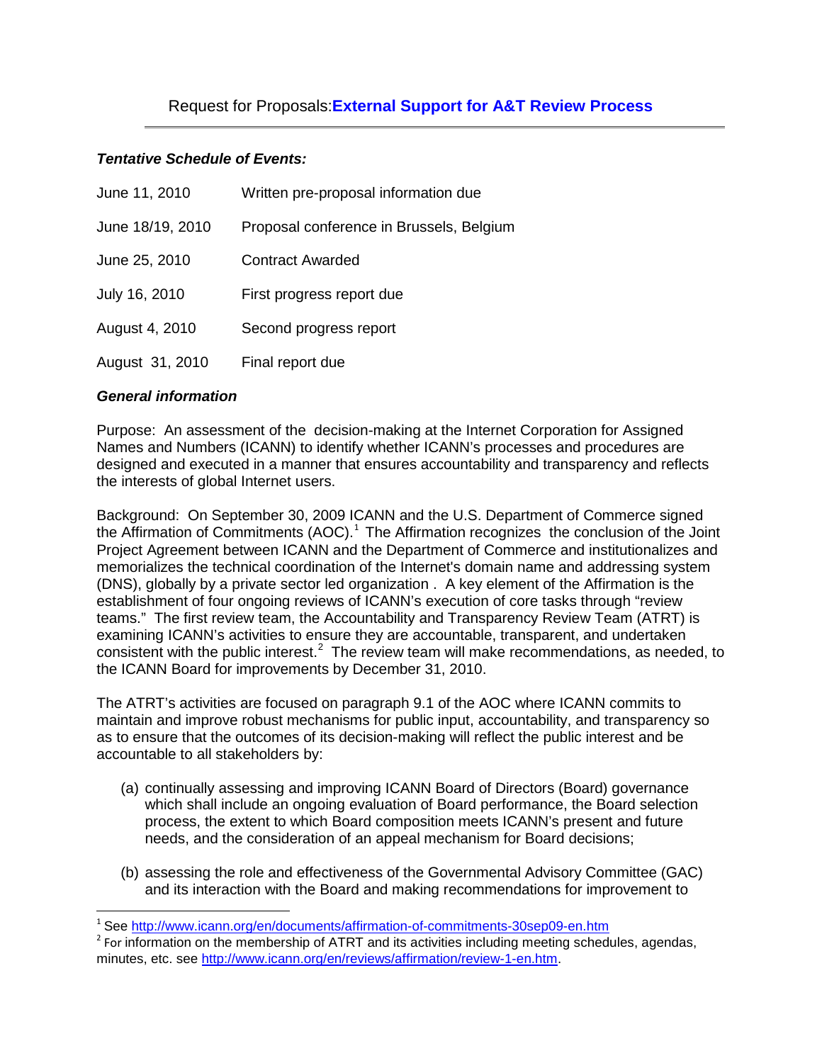# Request for Proposals: **External Support for A&T Review Process**

---

***Tentative Schedule of Events:***

| | |
|---|---|
| June 11, 2010 | Written pre-proposal information due |
| June 18/19, 2010 | Proposal conference in Brussels, Belgium |
| June 25, 2010 | Contract Awarded |
| July 16, 2010 | First progress report due |
| August 4, 2010 | Second progress report |
| August 31, 2010 | Final report due |

***General information***

Purpose: An assessment of the decision-making at the Internet Corporation for Assigned Names and Numbers (ICANN) to identify whether ICANN's processes and procedures are designed and executed in a manner that ensures accountability and transparency and reflects the interests of global Internet users.

Background: On September 30, 2009 ICANN and the U.S. Department of Commerce signed the Affirmation of Commitments (AOC).[1] The Affirmation recognizes the conclusion of the Joint Project Agreement between ICANN and the Department of Commerce and institutionalizes and memorializes the technical coordination of the Internet's domain name and addressing system (DNS), globally by a private sector led organization . A key element of the Affirmation is the establishment of four ongoing reviews of ICANN's execution of core tasks through "review teams." The first review team, the Accountability and Transparency Review Team (ATRT) is examining ICANN's activities to ensure they are accountable, transparent, and undertaken consistent with the public interest.[2] The review team will make recommendations, as needed, to the ICANN Board for improvements by December 31, 2010.

The ATRT's activities are focused on paragraph 9.1 of the AOC where ICANN commits to maintain and improve robust mechanisms for public input, accountability, and transparency so as to ensure that the outcomes of its decision-making will reflect the public interest and be accountable to all stakeholders by:

(a) continually assessing and improving ICANN Board of Directors (Board) governance which shall include an ongoing evaluation of Board performance, the Board selection process, the extent to which Board composition meets ICANN's present and future needs, and the consideration of an appeal mechanism for Board decisions;

(b) assessing the role and effectiveness of the Governmental Advisory Committee (GAC) and its interaction with the Board and making recommendations for improvement to

---

[1] See http://www.icann.org/en/documents/affirmation-of-commitments-30sep09-en.htm

[2] For information on the membership of ATRT and its activities including meeting schedules, agendas, minutes, etc. see http://www.icann.org/en/reviews/affirmation/review-1-en.htm.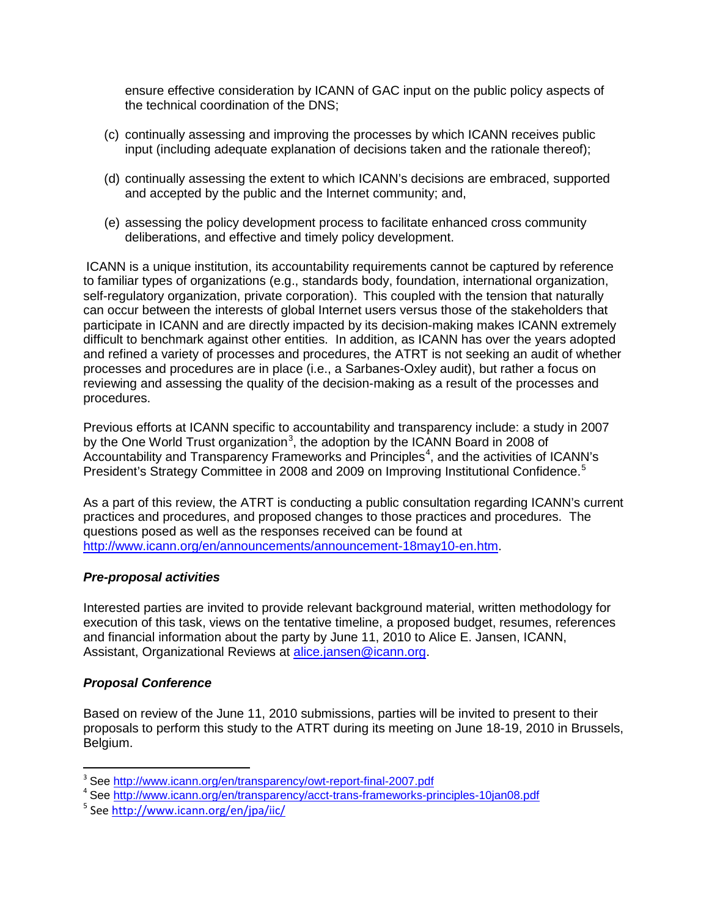ensure effective consideration by ICANN of GAC input on the public policy aspects of the technical coordination of the DNS;

(c) continually assessing and improving the processes by which ICANN receives public input (including adequate explanation of decisions taken and the rationale thereof);

(d) continually assessing the extent to which ICANN's decisions are embraced, supported and accepted by the public and the Internet community; and,

(e) assessing the policy development process to facilitate enhanced cross community deliberations, and effective and timely policy development.

ICANN is a unique institution, its accountability requirements cannot be captured by reference to familiar types of organizations (e.g., standards body, foundation, international organization, self-regulatory organization, private corporation). This coupled with the tension that naturally can occur between the interests of global Internet users versus those of the stakeholders that participate in ICANN and are directly impacted by its decision-making makes ICANN extremely difficult to benchmark against other entities. In addition, as ICANN has over the years adopted and refined a variety of processes and procedures, the ATRT is not seeking an audit of whether processes and procedures are in place (i.e., a Sarbanes-Oxley audit), but rather a focus on reviewing and assessing the quality of the decision-making as a result of the processes and procedures.

Previous efforts at ICANN specific to accountability and transparency include: a study in 2007 by the One World Trust organization[3], the adoption by the ICANN Board in 2008 of Accountability and Transparency Frameworks and Principles[4], and the activities of ICANN's President's Strategy Committee in 2008 and 2009 on Improving Institutional Confidence.[5]

As a part of this review, the ATRT is conducting a public consultation regarding ICANN's current practices and procedures, and proposed changes to those practices and procedures. The questions posed as well as the responses received can be found at http://www.icann.org/en/announcements/announcement-18may10-en.htm.

***Pre-proposal activities***

Interested parties are invited to provide relevant background material, written methodology for execution of this task, views on the tentative timeline, a proposed budget, resumes, references and financial information about the party by June 11, 2010 to Alice E. Jansen, ICANN, Assistant, Organizational Reviews at alice.jansen@icann.org.

***Proposal Conference***

Based on review of the June 11, 2010 submissions, parties will be invited to present to their proposals to perform this study to the ATRT during its meeting on June 18-19, 2010 in Brussels, Belgium.

---

[3] See http://www.icann.org/en/transparency/owt-report-final-2007.pdf

[4] See http://www.icann.org/en/transparency/acct-trans-frameworks-principles-10jan08.pdf

[5] See http://www.icann.org/en/jpa/iic/